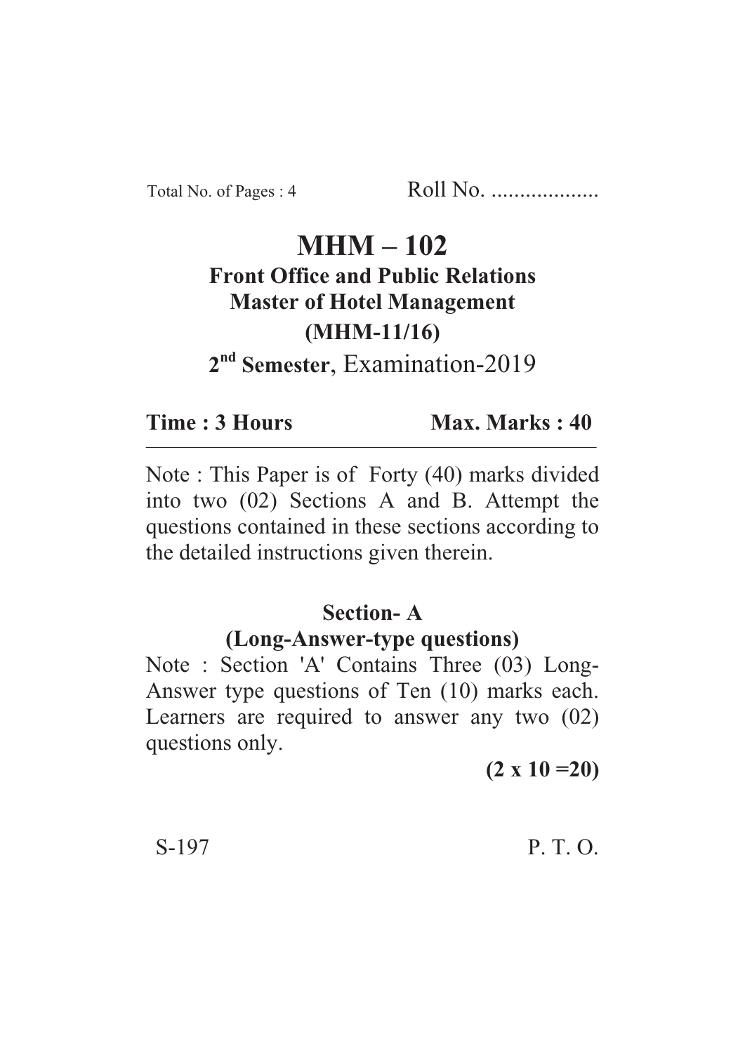Total No. of Pages : 4 Roll No. ...................

# MHM – 102

## Front Office and Public Relations
## Master of Hotel Management
## (MHM-11/16)

**2nd Semester**, Examination-2019

**Time : 3 Hours** **Max. Marks : 40**

---

Note : This Paper is of Forty (40) marks divided into two (02) Sections A and B. Attempt the questions contained in these sections according to the detailed instructions given therein.

## Section- A
### (Long-Answer-type questions)

Note : Section 'A' Contains Three (03) Long-Answer type questions of Ten (10) marks each. Learners are required to answer any two (02) questions only.

**(2 x 10 =20)**

S-197 P. T. O.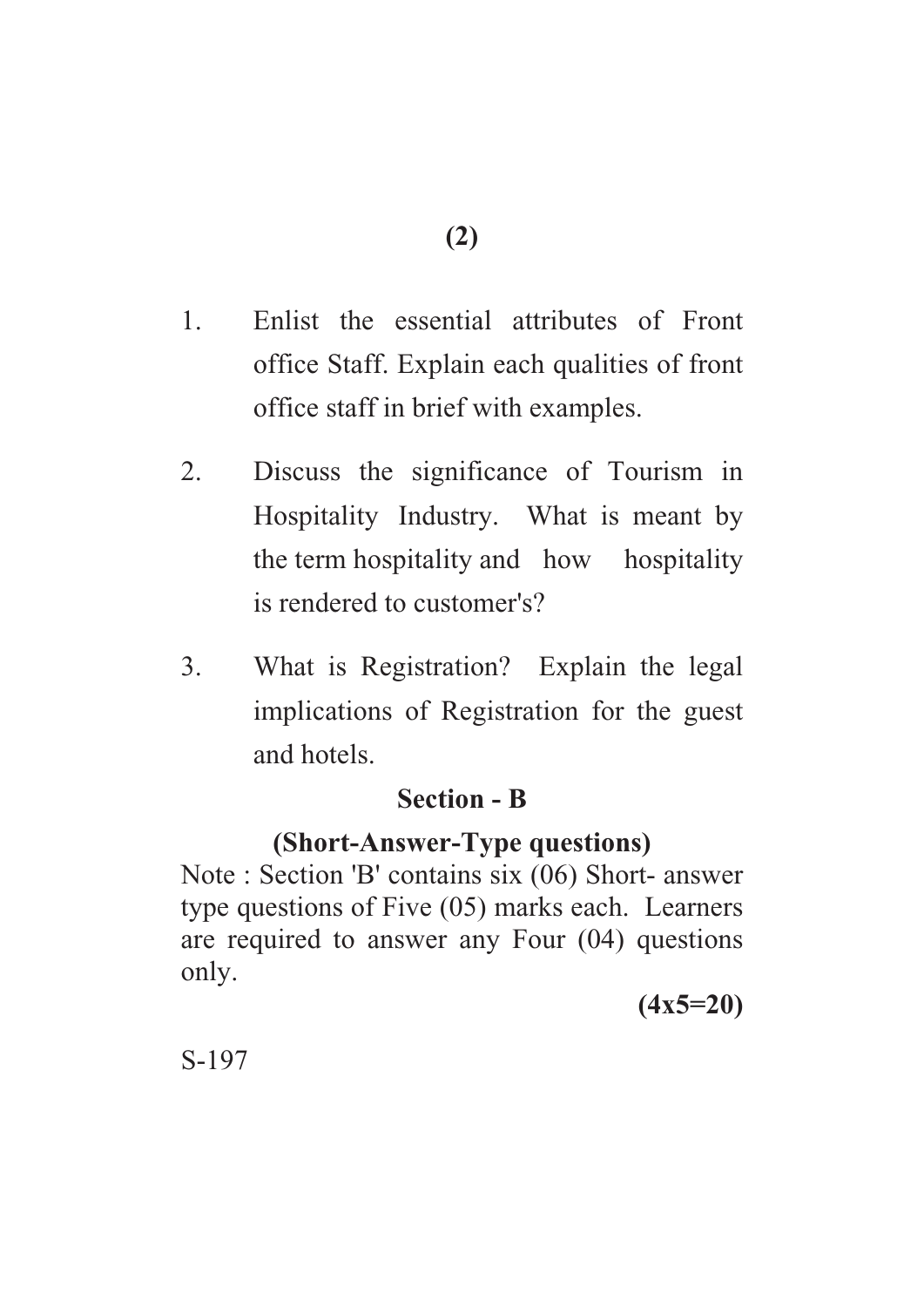1. Enlist the essential attributes of Front office Staff. Explain each qualities of front office staff in brief with examples.

2. Discuss the significance of Tourism in Hospitality Industry. What is meant by the term hospitality and how hospitality is rendered to customer's?

3. What is Registration? Explain the legal implications of Registration for the guest and hotels.

## Section - B

### (Short-Answer-Type questions)

Note : Section 'B' contains six (06) Short- answer type questions of Five (05) marks each. Learners are required to answer any Four (04) questions only.

**(4x5=20)**

S-197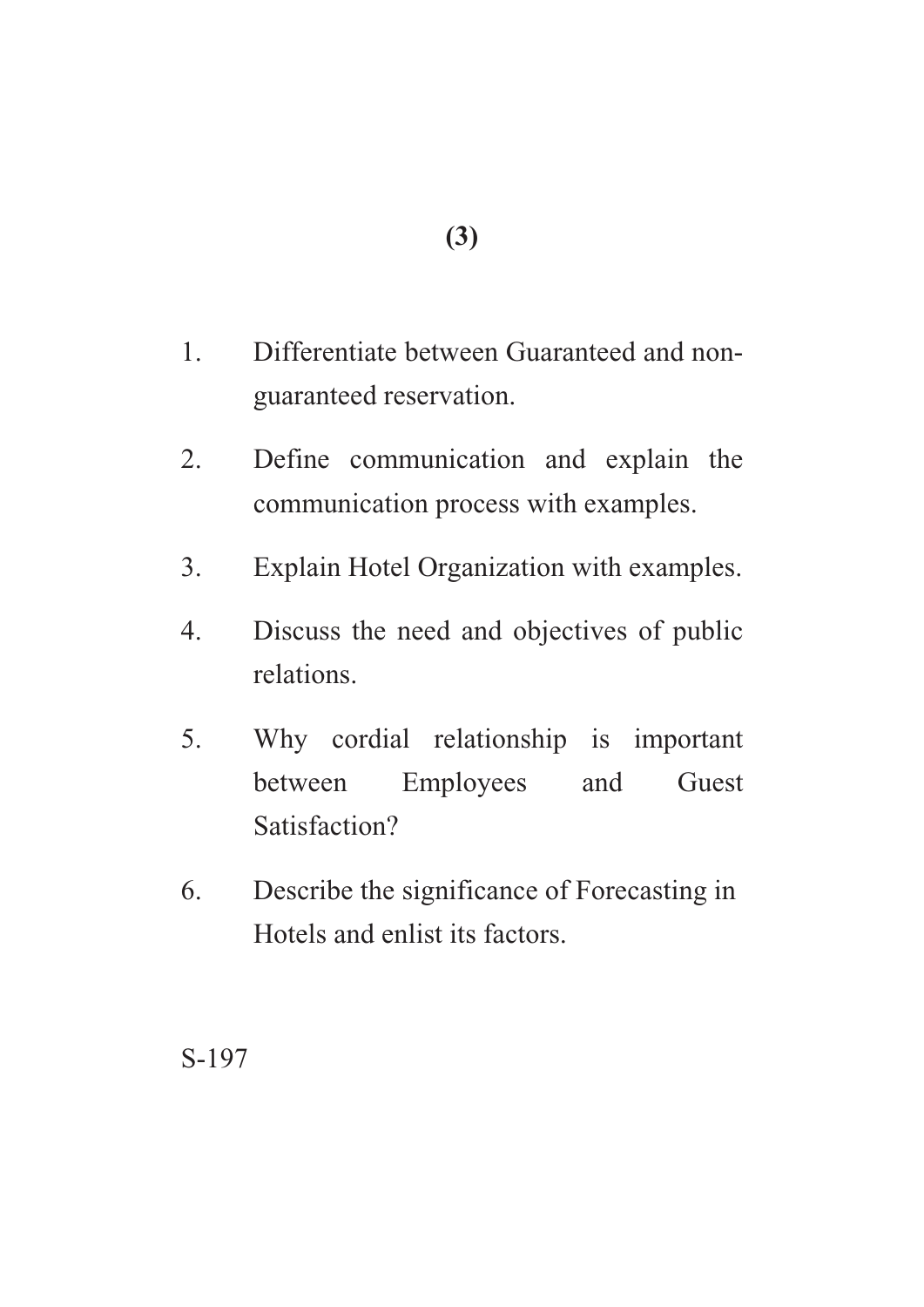1. Differentiate between Guaranteed and non-guaranteed reservation.
2. Define communication and explain the communication process with examples.
3. Explain Hotel Organization with examples.
4. Discuss the need and objectives of public relations.
5. Why cordial relationship is important between Employees and Guest Satisfaction?
6. Describe the significance of Forecasting in Hotels and enlist its factors.

S-197